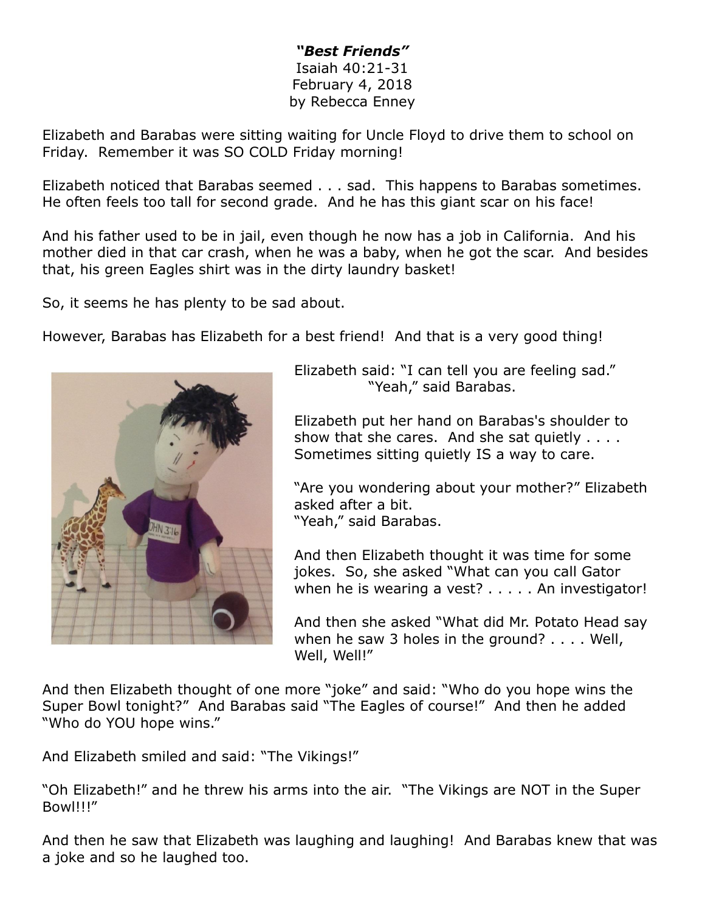***"Best Friends"***

Isaiah 40:21-31

February 4, 2018

by Rebecca Enney

Elizabeth and Barabas were sitting waiting for Uncle Floyd to drive them to school on Friday. Remember it was SO COLD Friday morning!

Elizabeth noticed that Barabas seemed . . . sad. This happens to Barabas sometimes. He often feels too tall for second grade. And he has this giant scar on his face!

And his father used to be in jail, even though he now has a job in California. And his mother died in that car crash, when he was a baby, when he got the scar. And besides that, his green Eagles shirt was in the dirty laundry basket!

So, it seems he has plenty to be sad about.

However, Barabas has Elizabeth for a best friend! And that is a very good thing!

Elizabeth said: "I can tell you are feeling sad."
"Yeah," said Barabas.

Elizabeth put her hand on Barabas's shoulder to show that she cares. And she sat quietly . . . . Sometimes sitting quietly IS a way to care.

"Are you wondering about your mother?" Elizabeth asked after a bit.
"Yeah," said Barabas.

And then Elizabeth thought it was time for some jokes. So, she asked "What can you call Gator when he is wearing a vest? . . . . . An investigator!

And then she asked "What did Mr. Potato Head say when he saw 3 holes in the ground? . . . . Well, Well, Well!"

And then Elizabeth thought of one more "joke" and said: "Who do you hope wins the Super Bowl tonight?" And Barabas said "The Eagles of course!" And then he added "Who do YOU hope wins."

And Elizabeth smiled and said: "The Vikings!"

"Oh Elizabeth!" and he threw his arms into the air. "The Vikings are NOT in the Super Bowl!!!"

And then he saw that Elizabeth was laughing and laughing! And Barabas knew that was a joke and so he laughed too.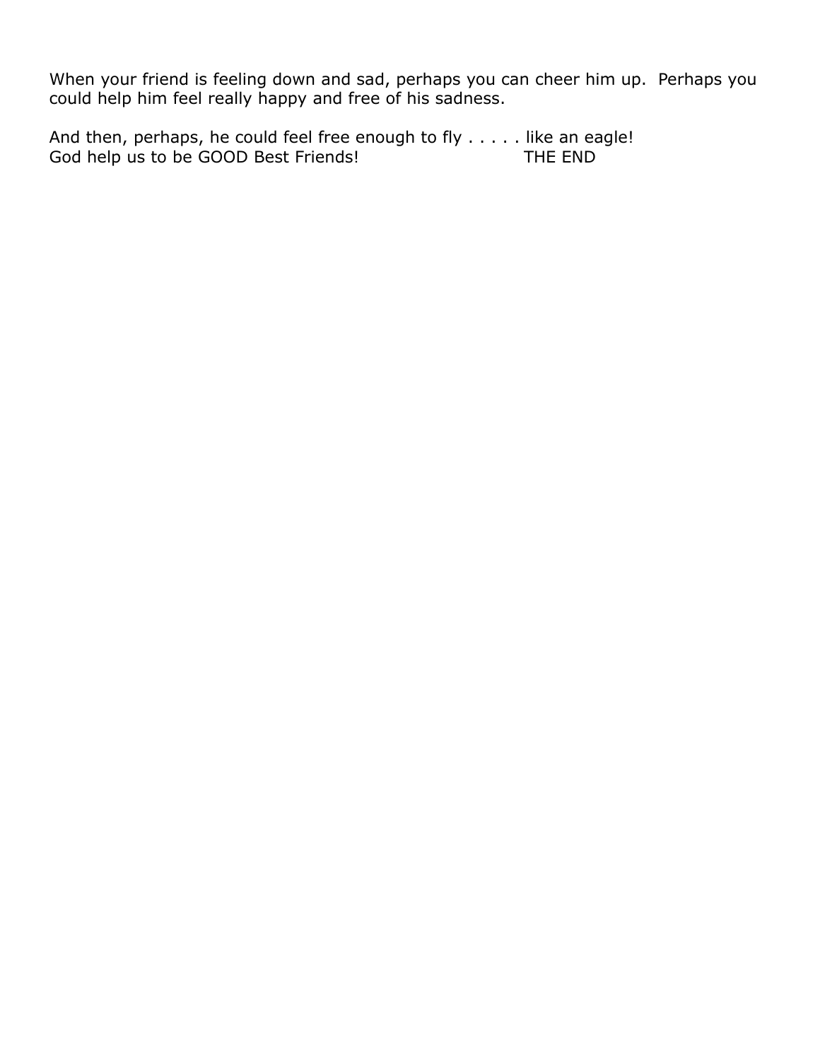When your friend is feeling down and sad, perhaps you can cheer him up. Perhaps you could help him feel really happy and free of his sadness.

And then, perhaps, he could feel free enough to fly . . . . . like an eagle!
God help us to be GOOD Best Friends! THE END